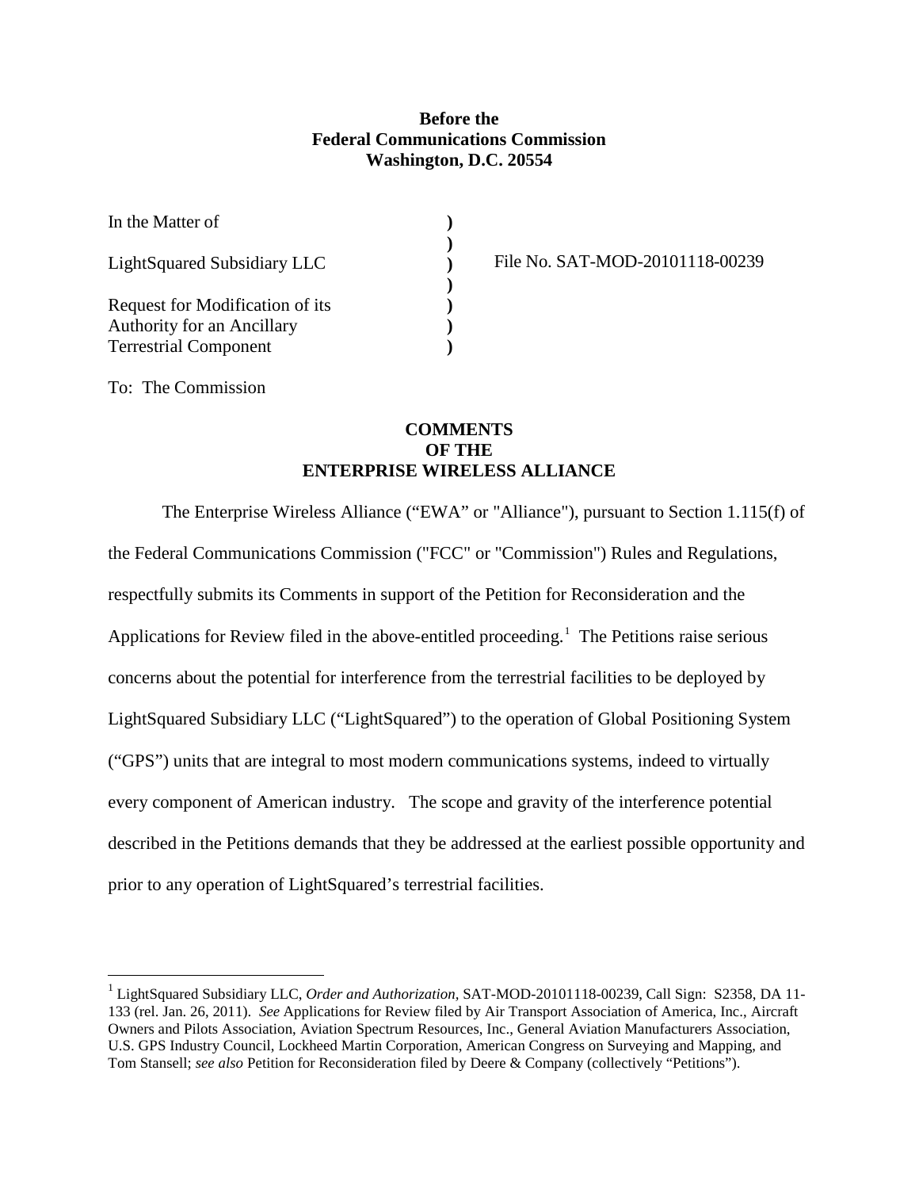**Before the**
**Federal Communications Commission**
**Washington, D.C. 20554**

| | | |
|---|---|---|
| In the Matter of | ) | |
| | ) | |
| LightSquared Subsidiary LLC | ) | File No. SAT-MOD-20101118-00239 |
| | ) | |
| Request for Modification of its | ) | |
| Authority for an Ancillary | ) | |
| Terrestrial Component | ) | |

To: The Commission

**COMMENTS**
**OF THE**
**ENTERPRISE WIRELESS ALLIANCE**

The Enterprise Wireless Alliance ("EWA" or "Alliance"), pursuant to Section 1.115(f) of the Federal Communications Commission ("FCC" or "Commission") Rules and Regulations, respectfully submits its Comments in support of the Petition for Reconsideration and the Applications for Review filed in the above-entitled proceeding.[1] The Petitions raise serious concerns about the potential for interference from the terrestrial facilities to be deployed by LightSquared Subsidiary LLC ("LightSquared") to the operation of Global Positioning System ("GPS") units that are integral to most modern communications systems, indeed to virtually every component of American industry. The scope and gravity of the interference potential described in the Petitions demands that they be addressed at the earliest possible opportunity and prior to any operation of LightSquared's terrestrial facilities.

---

[1] LightSquared Subsidiary LLC, *Order and Authorization*, SAT-MOD-20101118-00239, Call Sign: S2358, DA 11-133 (rel. Jan. 26, 2011). *See* Applications for Review filed by Air Transport Association of America, Inc., Aircraft Owners and Pilots Association, Aviation Spectrum Resources, Inc., General Aviation Manufacturers Association, U.S. GPS Industry Council, Lockheed Martin Corporation, American Congress on Surveying and Mapping, and Tom Stansell; *see also* Petition for Reconsideration filed by Deere & Company (collectively "Petitions").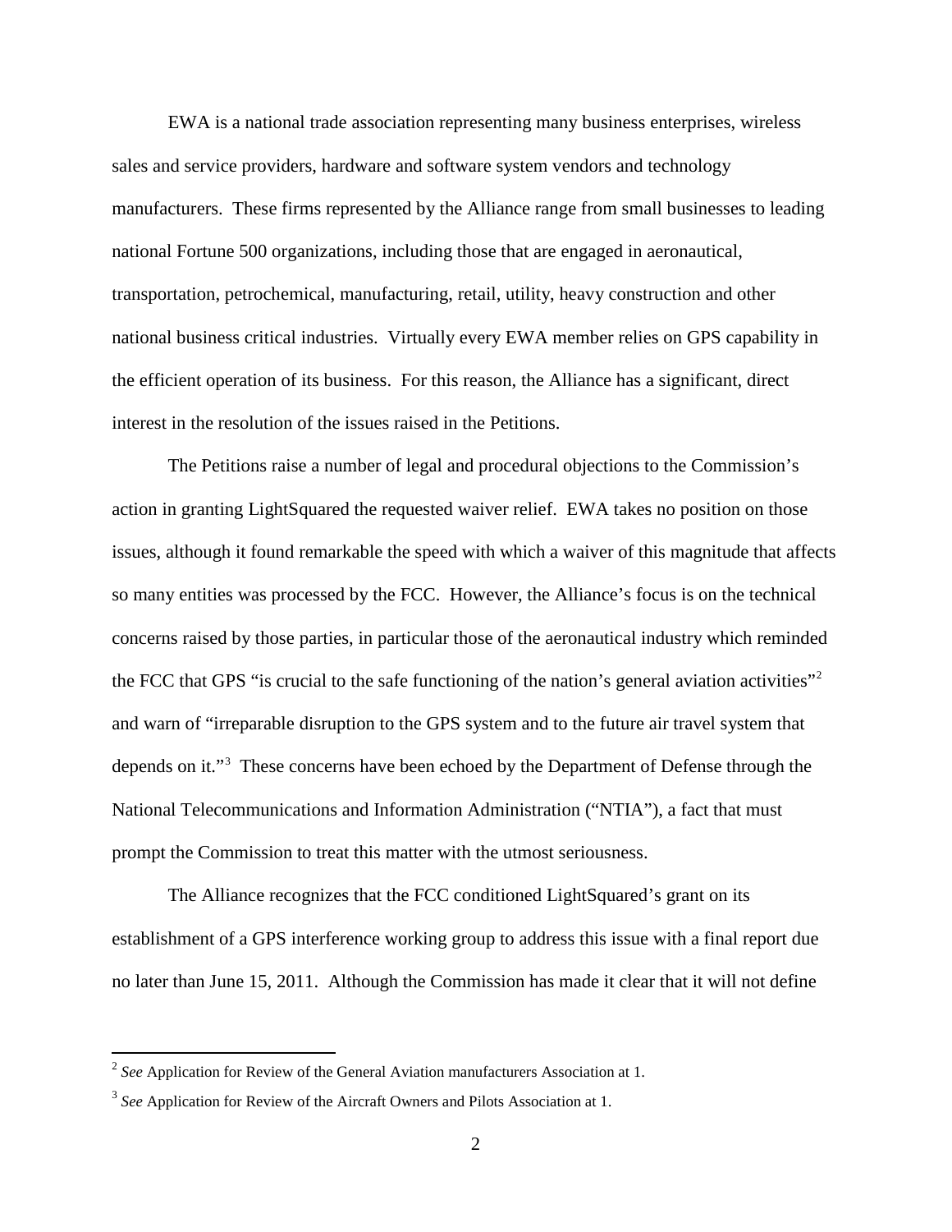EWA is a national trade association representing many business enterprises, wireless sales and service providers, hardware and software system vendors and technology manufacturers. These firms represented by the Alliance range from small businesses to leading national Fortune 500 organizations, including those that are engaged in aeronautical, transportation, petrochemical, manufacturing, retail, utility, heavy construction and other national business critical industries. Virtually every EWA member relies on GPS capability in the efficient operation of its business. For this reason, the Alliance has a significant, direct interest in the resolution of the issues raised in the Petitions.

The Petitions raise a number of legal and procedural objections to the Commission's action in granting LightSquared the requested waiver relief. EWA takes no position on those issues, although it found remarkable the speed with which a waiver of this magnitude that affects so many entities was processed by the FCC. However, the Alliance's focus is on the technical concerns raised by those parties, in particular those of the aeronautical industry which reminded the FCC that GPS "is crucial to the safe functioning of the nation's general aviation activities"[2] and warn of "irreparable disruption to the GPS system and to the future air travel system that depends on it."[3] These concerns have been echoed by the Department of Defense through the National Telecommunications and Information Administration ("NTIA"), a fact that must prompt the Commission to treat this matter with the utmost seriousness.

The Alliance recognizes that the FCC conditioned LightSquared's grant on its establishment of a GPS interference working group to address this issue with a final report due no later than June 15, 2011. Although the Commission has made it clear that it will not define

---

[2] *See* Application for Review of the General Aviation manufacturers Association at 1.

[3] *See* Application for Review of the Aircraft Owners and Pilots Association at 1.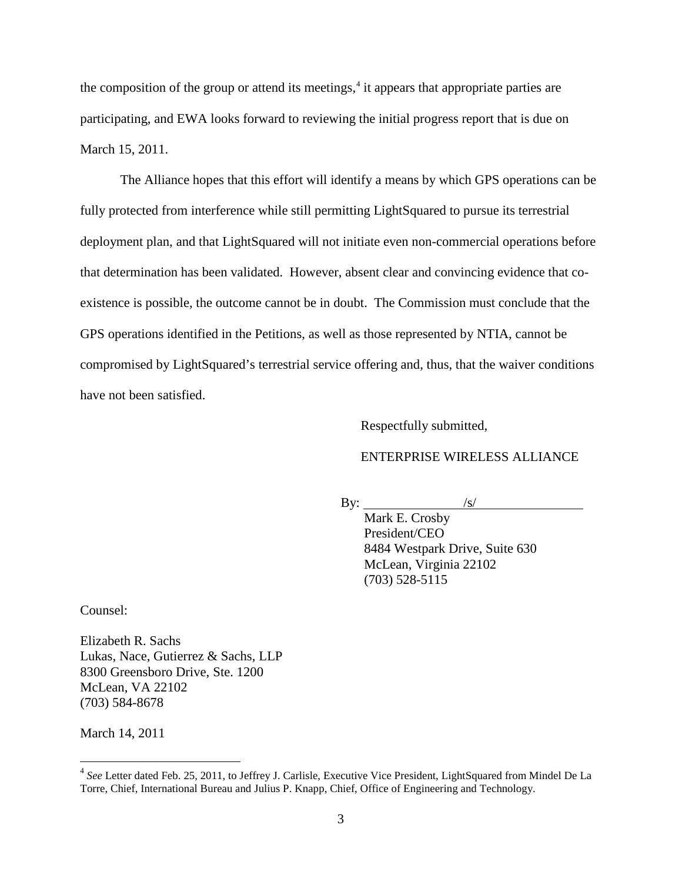the composition of the group or attend its meetings,[4] it appears that appropriate parties are participating, and EWA looks forward to reviewing the initial progress report that is due on March 15, 2011.

The Alliance hopes that this effort will identify a means by which GPS operations can be fully protected from interference while still permitting LightSquared to pursue its terrestrial deployment plan, and that LightSquared will not initiate even non-commercial operations before that determination has been validated. However, absent clear and convincing evidence that co-existence is possible, the outcome cannot be in doubt. The Commission must conclude that the GPS operations identified in the Petitions, as well as those represented by NTIA, cannot be compromised by LightSquared's terrestrial service offering and, thus, that the waiver conditions have not been satisfied.

Respectfully submitted,

ENTERPRISE WIRELESS ALLIANCE

By: /s/
Mark E. Crosby
President/CEO
8484 Westpark Drive, Suite 630
McLean, Virginia 22102
(703) 528-5115

Counsel:

Elizabeth R. Sachs
Lukas, Nace, Gutierrez & Sachs, LLP
8300 Greensboro Drive, Ste. 1200
McLean, VA 22102
(703) 584-8678

March 14, 2011

---

[4] *See* Letter dated Feb. 25, 2011, to Jeffrey J. Carlisle, Executive Vice President, LightSquared from Mindel De La Torre, Chief, International Bureau and Julius P. Knapp, Chief, Office of Engineering and Technology.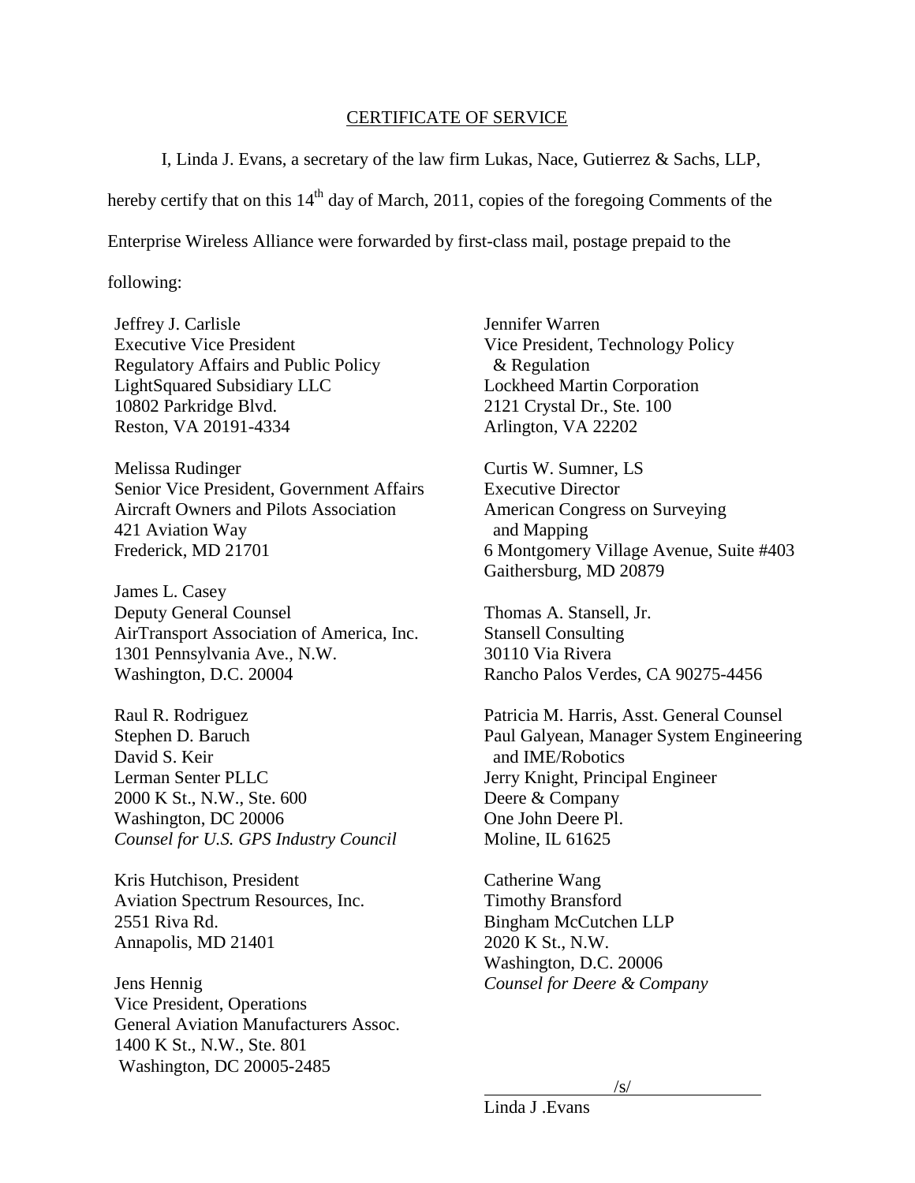CERTIFICATE OF SERVICE

I, Linda J. Evans, a secretary of the law firm Lukas, Nace, Gutierrez & Sachs, LLP, hereby certify that on this 14th day of March, 2011, copies of the foregoing Comments of the Enterprise Wireless Alliance were forwarded by first-class mail, postage prepaid to the following:

Jeffrey J. Carlisle
Executive Vice President
Regulatory Affairs and Public Policy
LightSquared Subsidiary LLC
10802 Parkridge Blvd.
Reston, VA 20191-4334

Melissa Rudinger
Senior Vice President, Government Affairs
Aircraft Owners and Pilots Association
421 Aviation Way
Frederick, MD 21701

James L. Casey
Deputy General Counsel
AirTransport Association of America, Inc.
1301 Pennsylvania Ave., N.W.
Washington, D.C. 20004

Raul R. Rodriguez
Stephen D. Baruch
David S. Keir
Lerman Senter PLLC
2000 K St., N.W., Ste. 600
Washington, DC 20006
*Counsel for U.S. GPS Industry Council*

Kris Hutchison, President
Aviation Spectrum Resources, Inc.
2551 Riva Rd.
Annapolis, MD 21401

Jens Hennig
Vice President, Operations
General Aviation Manufacturers Assoc.
1400 K St., N.W., Ste. 801
Washington, DC 20005-2485

Jennifer Warren
Vice President, Technology Policy
& Regulation
Lockheed Martin Corporation
2121 Crystal Dr., Ste. 100
Arlington, VA 22202

Curtis W. Sumner, LS
Executive Director
American Congress on Surveying
and Mapping
6 Montgomery Village Avenue, Suite #403
Gaithersburg, MD 20879

Thomas A. Stansell, Jr.
Stansell Consulting
30110 Via Rivera
Rancho Palos Verdes, CA 90275-4456

Patricia M. Harris, Asst. General Counsel
Paul Galyean, Manager System Engineering
and IME/Robotics
Jerry Knight, Principal Engineer
Deere & Company
One John Deere Pl.
Moline, IL 61625

Catherine Wang
Timothy Bransford
Bingham McCutchen LLP
2020 K St., N.W.
Washington, D.C. 20006
*Counsel for Deere & Company*

/s/
Linda J .Evans